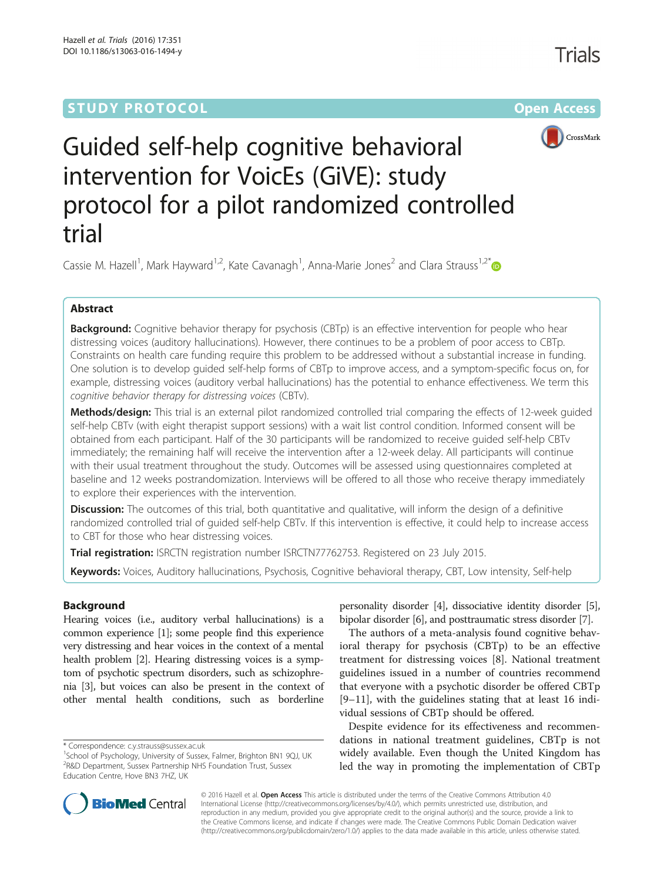STUDY PROTOCOL Open Access

# Guided self-help cognitive behavioral intervention for VoicEs (GiVE): study protocol for a pilot randomized controlled trial

Cassie M. Hazell[1], Mark Hayward[1,2], Kate Cavanagh[1], Anna-Marie Jones[2] and Clara Strauss[1,2*]

## Abstract

**Background:** Cognitive behavior therapy for psychosis (CBTp) is an effective intervention for people who hear distressing voices (auditory hallucinations). However, there continues to be a problem of poor access to CBTp. Constraints on health care funding require this problem to be addressed without a substantial increase in funding. One solution is to develop guided self-help forms of CBTp to improve access, and a symptom-specific focus on, for example, distressing voices (auditory verbal hallucinations) has the potential to enhance effectiveness. We term this *cognitive behavior therapy for distressing voices* (CBTv).

**Methods/design:** This trial is an external pilot randomized controlled trial comparing the effects of 12-week guided self-help CBTv (with eight therapist support sessions) with a wait list control condition. Informed consent will be obtained from each participant. Half of the 30 participants will be randomized to receive guided self-help CBTv immediately; the remaining half will receive the intervention after a 12-week delay. All participants will continue with their usual treatment throughout the study. Outcomes will be assessed using questionnaires completed at baseline and 12 weeks postrandomization. Interviews will be offered to all those who receive therapy immediately to explore their experiences with the intervention.

**Discussion:** The outcomes of this trial, both quantitative and qualitative, will inform the design of a definitive randomized controlled trial of guided self-help CBTv. If this intervention is effective, it could help to increase access to CBT for those who hear distressing voices.

**Trial registration:** ISRCTN registration number ISRCTN77762753. Registered on 23 July 2015.

**Keywords:** Voices, Auditory hallucinations, Psychosis, Cognitive behavioral therapy, CBT, Low intensity, Self-help

## Background

Hearing voices (i.e., auditory verbal hallucinations) is a common experience [1]; some people find this experience very distressing and hear voices in the context of a mental health problem [2]. Hearing distressing voices is a symptom of psychotic spectrum disorders, such as schizophrenia [3], but voices can also be present in the context of other mental health conditions, such as borderline personality disorder [4], dissociative identity disorder [5], bipolar disorder [6], and posttraumatic stress disorder [7].

The authors of a meta-analysis found cognitive behavioral therapy for psychosis (CBTp) to be an effective treatment for distressing voices [8]. National treatment guidelines issued in a number of countries recommend that everyone with a psychotic disorder be offered CBTp [9–11], with the guidelines stating that at least 16 individual sessions of CBTp should be offered.

Despite evidence for its effectiveness and recommendations in national treatment guidelines, CBTp is not widely available. Even though the United Kingdom has led the way in promoting the implementation of CBTp

\* Correspondence: c.y.strauss@sussex.ac.uk
[1]School of Psychology, University of Sussex, Falmer, Brighton BN1 9QJ, UK
[2]R&D Department, Sussex Partnership NHS Foundation Trust, Sussex Education Centre, Hove BN3 7HZ, UK

© 2016 Hazell et al. **Open Access** This article is distributed under the terms of the Creative Commons Attribution 4.0 International License (http://creativecommons.org/licenses/by/4.0/), which permits unrestricted use, distribution, and reproduction in any medium, provided you give appropriate credit to the original author(s) and the source, provide a link to the Creative Commons license, and indicate if changes were made. The Creative Commons Public Domain Dedication waiver (http://creativecommons.org/publicdomain/zero/1.0/) applies to the data made available in this article, unless otherwise stated.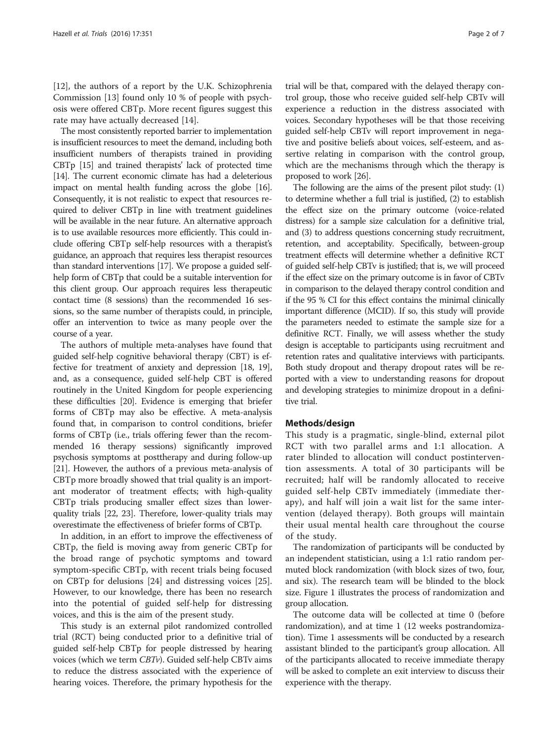[12], the authors of a report by the U.K. Schizophrenia Commission [13] found only 10 % of people with psychosis were offered CBTp. More recent figures suggest this rate may have actually decreased [14].

The most consistently reported barrier to implementation is insufficient resources to meet the demand, including both insufficient numbers of therapists trained in providing CBTp [15] and trained therapists' lack of protected time [14]. The current economic climate has had a deleterious impact on mental health funding across the globe [16]. Consequently, it is not realistic to expect that resources required to deliver CBTp in line with treatment guidelines will be available in the near future. An alternative approach is to use available resources more efficiently. This could include offering CBTp self-help resources with a therapist's guidance, an approach that requires less therapist resources than standard interventions [17]. We propose a guided self-help form of CBTp that could be a suitable intervention for this client group. Our approach requires less therapeutic contact time (8 sessions) than the recommended 16 sessions, so the same number of therapists could, in principle, offer an intervention to twice as many people over the course of a year.

The authors of multiple meta-analyses have found that guided self-help cognitive behavioral therapy (CBT) is effective for treatment of anxiety and depression [18, 19], and, as a consequence, guided self-help CBT is offered routinely in the United Kingdom for people experiencing these difficulties [20]. Evidence is emerging that briefer forms of CBTp may also be effective. A meta-analysis found that, in comparison to control conditions, briefer forms of CBTp (i.e., trials offering fewer than the recommended 16 therapy sessions) significantly improved psychosis symptoms at posttherapy and during follow-up [21]. However, the authors of a previous meta-analysis of CBTp more broadly showed that trial quality is an important moderator of treatment effects; with high-quality CBTp trials producing smaller effect sizes than lower-quality trials [22, 23]. Therefore, lower-quality trials may overestimate the effectiveness of briefer forms of CBTp.

In addition, in an effort to improve the effectiveness of CBTp, the field is moving away from generic CBTp for the broad range of psychotic symptoms and toward symptom-specific CBTp, with recent trials being focused on CBTp for delusions [24] and distressing voices [25]. However, to our knowledge, there has been no research into the potential of guided self-help for distressing voices, and this is the aim of the present study.

This study is an external pilot randomized controlled trial (RCT) being conducted prior to a definitive trial of guided self-help CBTp for people distressed by hearing voices (which we term *CBTv*). Guided self-help CBTv aims to reduce the distress associated with the experience of hearing voices. Therefore, the primary hypothesis for the trial will be that, compared with the delayed therapy control group, those who receive guided self-help CBTv will experience a reduction in the distress associated with voices. Secondary hypotheses will be that those receiving guided self-help CBTv will report improvement in negative and positive beliefs about voices, self-esteem, and assertive relating in comparison with the control group, which are the mechanisms through which the therapy is proposed to work [26].

The following are the aims of the present pilot study: (1) to determine whether a full trial is justified, (2) to establish the effect size on the primary outcome (voice-related distress) for a sample size calculation for a definitive trial, and (3) to address questions concerning study recruitment, retention, and acceptability. Specifically, between-group treatment effects will determine whether a definitive RCT of guided self-help CBTv is justified; that is, we will proceed if the effect size on the primary outcome is in favor of CBTv in comparison to the delayed therapy control condition and if the 95 % CI for this effect contains the minimal clinically important difference (MCID). If so, this study will provide the parameters needed to estimate the sample size for a definitive RCT. Finally, we will assess whether the study design is acceptable to participants using recruitment and retention rates and qualitative interviews with participants. Both study dropout and therapy dropout rates will be reported with a view to understanding reasons for dropout and developing strategies to minimize dropout in a definitive trial.

## Methods/design

This study is a pragmatic, single-blind, external pilot RCT with two parallel arms and 1:1 allocation. A rater blinded to allocation will conduct postintervention assessments. A total of 30 participants will be recruited; half will be randomly allocated to receive guided self-help CBTv immediately (immediate therapy), and half will join a wait list for the same intervention (delayed therapy). Both groups will maintain their usual mental health care throughout the course of the study.

The randomization of participants will be conducted by an independent statistician, using a 1:1 ratio random permuted block randomization (with block sizes of two, four, and six). The research team will be blinded to the block size. Figure 1 illustrates the process of randomization and group allocation.

The outcome data will be collected at time 0 (before randomization), and at time 1 (12 weeks postrandomization). Time 1 assessments will be conducted by a research assistant blinded to the participant's group allocation. All of the participants allocated to receive immediate therapy will be asked to complete an exit interview to discuss their experience with the therapy.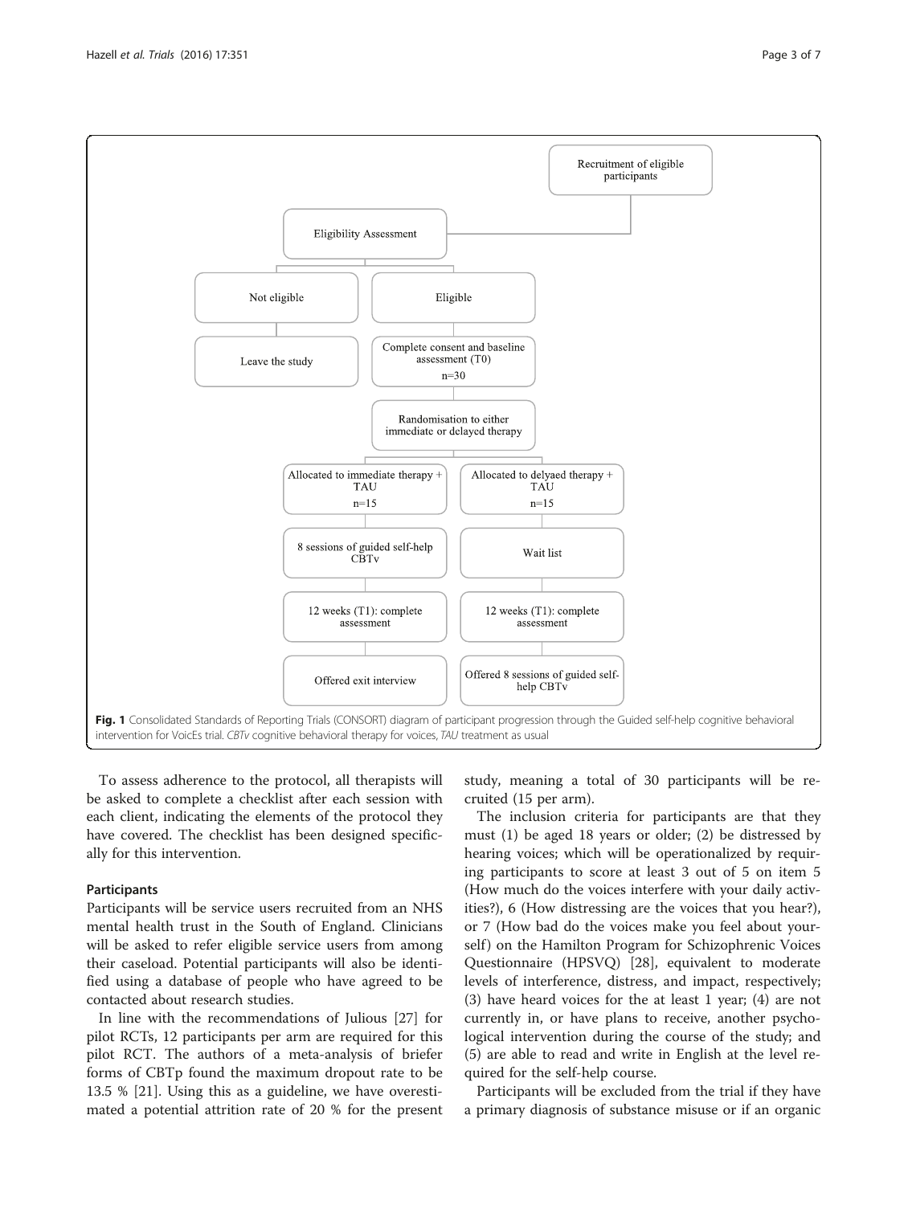Recruitment of eligible participants

Eligibility Assessment

Not eligible → Leave the study

Eligible → Complete consent and baseline assessment (T0) n=30

Randomisation to either immediate or delayed therapy

| Allocated to immediate therapy + TAU n=15 | Allocated to delyaed therapy + TAU n=15 |
| --- | --- |
| 8 sessions of guided self-help CBTv | Wait list |
| 12 weeks (T1): complete assessment | 12 weeks (T1): complete assessment |
| Offered exit interview | Offered 8 sessions of guided self-help CBTv |

**Fig. 1** Consolidated Standards of Reporting Trials (CONSORT) diagram of participant progression through the Guided self-help cognitive behavioral intervention for VoicEs trial. *CBTv* cognitive behavioral therapy for voices, *TAU* treatment as usual

To assess adherence to the protocol, all therapists will be asked to complete a checklist after each session with each client, indicating the elements of the protocol they have covered. The checklist has been designed specifically for this intervention.

### Participants

Participants will be service users recruited from an NHS mental health trust in the South of England. Clinicians will be asked to refer eligible service users from among their caseload. Potential participants will also be identified using a database of people who have agreed to be contacted about research studies.

In line with the recommendations of Julious [27] for pilot RCTs, 12 participants per arm are required for this pilot RCT. The authors of a meta-analysis of briefer forms of CBTp found the maximum dropout rate to be 13.5 % [21]. Using this as a guideline, we have overestimated a potential attrition rate of 20 % for the present study, meaning a total of 30 participants will be recruited (15 per arm).

The inclusion criteria for participants are that they must (1) be aged 18 years or older; (2) be distressed by hearing voices; which will be operationalized by requiring participants to score at least 3 out of 5 on item 5 (How much do the voices interfere with your daily activities?), 6 (How distressing are the voices that you hear?), or 7 (How bad do the voices make you feel about yourself) on the Hamilton Program for Schizophrenic Voices Questionnaire (HPSVQ) [28], equivalent to moderate levels of interference, distress, and impact, respectively; (3) have heard voices for the at least 1 year; (4) are not currently in, or have plans to receive, another psychological intervention during the course of the study; and (5) are able to read and write in English at the level required for the self-help course.

Participants will be excluded from the trial if they have a primary diagnosis of substance misuse or if an organic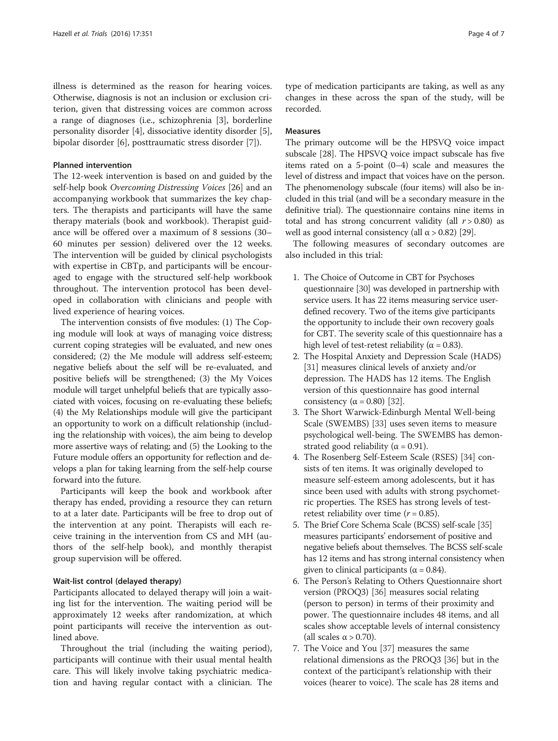illness is determined as the reason for hearing voices. Otherwise, diagnosis is not an inclusion or exclusion criterion, given that distressing voices are common across a range of diagnoses (i.e., schizophrenia [3], borderline personality disorder [4], dissociative identity disorder [5], bipolar disorder [6], posttraumatic stress disorder [7]).

### Planned intervention

The 12-week intervention is based on and guided by the self-help book *Overcoming Distressing Voices* [26] and an accompanying workbook that summarizes the key chapters. The therapists and participants will have the same therapy materials (book and workbook). Therapist guidance will be offered over a maximum of 8 sessions (30–60 minutes per session) delivered over the 12 weeks. The intervention will be guided by clinical psychologists with expertise in CBTp, and participants will be encouraged to engage with the structured self-help workbook throughout. The intervention protocol has been developed in collaboration with clinicians and people with lived experience of hearing voices.

The intervention consists of five modules: (1) The Coping module will look at ways of managing voice distress; current coping strategies will be evaluated, and new ones considered; (2) the Me module will address self-esteem; negative beliefs about the self will be re-evaluated, and positive beliefs will be strengthened; (3) the My Voices module will target unhelpful beliefs that are typically associated with voices, focusing on re-evaluating these beliefs; (4) the My Relationships module will give the participant an opportunity to work on a difficult relationship (including the relationship with voices), the aim being to develop more assertive ways of relating; and (5) the Looking to the Future module offers an opportunity for reflection and develops a plan for taking learning from the self-help course forward into the future.

Participants will keep the book and workbook after therapy has ended, providing a resource they can return to at a later date. Participants will be free to drop out of the intervention at any point. Therapists will each receive training in the intervention from CS and MH (authors of the self-help book), and monthly therapist group supervision will be offered.

### Wait-list control (delayed therapy)

Participants allocated to delayed therapy will join a waiting list for the intervention. The waiting period will be approximately 12 weeks after randomization, at which point participants will receive the intervention as outlined above.

Throughout the trial (including the waiting period), participants will continue with their usual mental health care. This will likely involve taking psychiatric medication and having regular contact with a clinician. The type of medication participants are taking, as well as any changes in these across the span of the study, will be recorded.

### Measures

The primary outcome will be the HPSVQ voice impact subscale [28]. The HPSVQ voice impact subscale has five items rated on a 5-point (0–4) scale and measures the level of distress and impact that voices have on the person. The phenomenology subscale (four items) will also be included in this trial (and will be a secondary measure in the definitive trial). The questionnaire contains nine items in total and has strong concurrent validity (all $r > 0.80$) as well as good internal consistency (all $\alpha > 0.82$) [29].

The following measures of secondary outcomes are also included in this trial:

1. The Choice of Outcome in CBT for Psychoses questionnaire [30] was developed in partnership with service users. It has 22 items measuring service user-defined recovery. Two of the items give participants the opportunity to include their own recovery goals for CBT. The severity scale of this questionnaire has a high level of test-retest reliability ($\alpha = 0.83$).
2. The Hospital Anxiety and Depression Scale (HADS) [31] measures clinical levels of anxiety and/or depression. The HADS has 12 items. The English version of this questionnaire has good internal consistency ($\alpha = 0.80$) [32].
3. The Short Warwick-Edinburgh Mental Well-being Scale (SWEMBS) [33] uses seven items to measure psychological well-being. The SWEMBS has demonstrated good reliability ($\alpha = 0.91$).
4. The Rosenberg Self-Esteem Scale (RSES) [34] consists of ten items. It was originally developed to measure self-esteem among adolescents, but it has since been used with adults with strong psychometric properties. The RSES has strong levels of test-retest reliability over time ($r = 0.85$).
5. The Brief Core Schema Scale (BCSS) self-scale [35] measures participants' endorsement of positive and negative beliefs about themselves. The BCSS self-scale has 12 items and has strong internal consistency when given to clinical participants ($\alpha = 0.84$).
6. The Person's Relating to Others Questionnaire short version (PROQ3) [36] measures social relating (person to person) in terms of their proximity and power. The questionnaire includes 48 items, and all scales show acceptable levels of internal consistency (all scales $\alpha > 0.70$).
7. The Voice and You [37] measures the same relational dimensions as the PROQ3 [36] but in the context of the participant's relationship with their voices (hearer to voice). The scale has 28 items and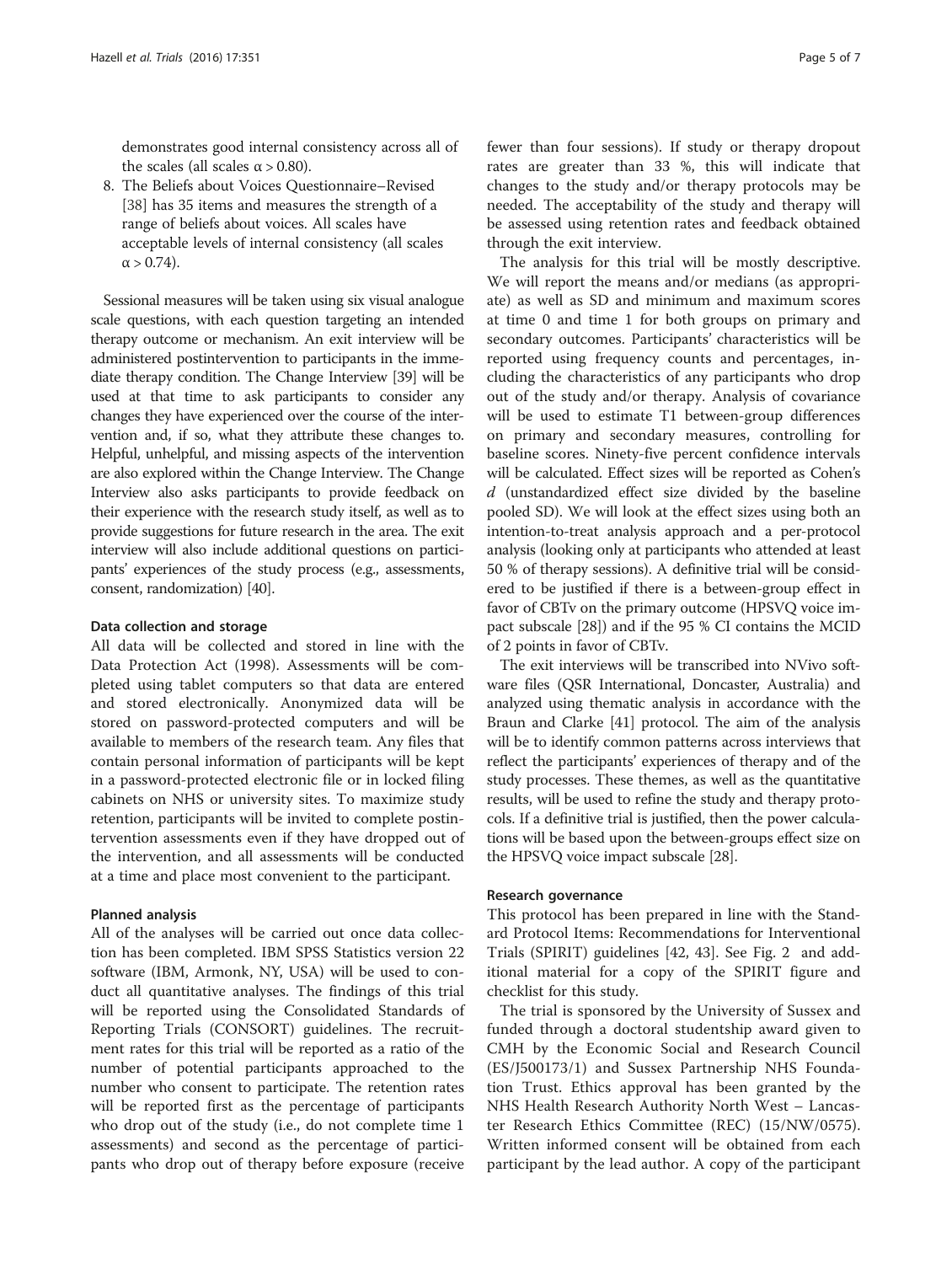demonstrates good internal consistency across all of the scales (all scales $\alpha > 0.80$).

8. The Beliefs about Voices Questionnaire–Revised [38] has 35 items and measures the strength of a range of beliefs about voices. All scales have acceptable levels of internal consistency (all scales $\alpha > 0.74$).

Sessional measures will be taken using six visual analogue scale questions, with each question targeting an intended therapy outcome or mechanism. An exit interview will be administered postintervention to participants in the immediate therapy condition. The Change Interview [39] will be used at that time to ask participants to consider any changes they have experienced over the course of the intervention and, if so, what they attribute these changes to. Helpful, unhelpful, and missing aspects of the intervention are also explored within the Change Interview. The Change Interview also asks participants to provide feedback on their experience with the research study itself, as well as to provide suggestions for future research in the area. The exit interview will also include additional questions on participants' experiences of the study process (e.g., assessments, consent, randomization) [40].

### Data collection and storage

All data will be collected and stored in line with the Data Protection Act (1998). Assessments will be completed using tablet computers so that data are entered and stored electronically. Anonymized data will be stored on password-protected computers and will be available to members of the research team. Any files that contain personal information of participants will be kept in a password-protected electronic file or in locked filing cabinets on NHS or university sites. To maximize study retention, participants will be invited to complete postintervention assessments even if they have dropped out of the intervention, and all assessments will be conducted at a time and place most convenient to the participant.

### Planned analysis

All of the analyses will be carried out once data collection has been completed. IBM SPSS Statistics version 22 software (IBM, Armonk, NY, USA) will be used to conduct all quantitative analyses. The findings of this trial will be reported using the Consolidated Standards of Reporting Trials (CONSORT) guidelines. The recruitment rates for this trial will be reported as a ratio of the number of potential participants approached to the number who consent to participate. The retention rates will be reported first as the percentage of participants who drop out of the study (i.e., do not complete time 1 assessments) and second as the percentage of participants who drop out of therapy before exposure (receive fewer than four sessions). If study or therapy dropout rates are greater than 33 %, this will indicate that changes to the study and/or therapy protocols may be needed. The acceptability of the study and therapy will be assessed using retention rates and feedback obtained through the exit interview.

The analysis for this trial will be mostly descriptive. We will report the means and/or medians (as appropriate) as well as SD and minimum and maximum scores at time 0 and time 1 for both groups on primary and secondary outcomes. Participants' characteristics will be reported using frequency counts and percentages, including the characteristics of any participants who drop out of the study and/or therapy. Analysis of covariance will be used to estimate T1 between-group differences on primary and secondary measures, controlling for baseline scores. Ninety-five percent confidence intervals will be calculated. Effect sizes will be reported as Cohen's $d$ (unstandardized effect size divided by the baseline pooled SD). We will look at the effect sizes using both an intention-to-treat analysis approach and a per-protocol analysis (looking only at participants who attended at least 50 % of therapy sessions). A definitive trial will be considered to be justified if there is a between-group effect in favor of CBTv on the primary outcome (HPSVQ voice impact subscale [28]) and if the 95 % CI contains the MCID of 2 points in favor of CBTv.

The exit interviews will be transcribed into NVivo software files (QSR International, Doncaster, Australia) and analyzed using thematic analysis in accordance with the Braun and Clarke [41] protocol. The aim of the analysis will be to identify common patterns across interviews that reflect the participants' experiences of therapy and of the study processes. These themes, as well as the quantitative results, will be used to refine the study and therapy protocols. If a definitive trial is justified, then the power calculations will be based upon the between-groups effect size on the HPSVQ voice impact subscale [28].

### Research governance

This protocol has been prepared in line with the Standard Protocol Items: Recommendations for Interventional Trials (SPIRIT) guidelines [42, 43]. See Fig. 2 and additional material for a copy of the SPIRIT figure and checklist for this study.

The trial is sponsored by the University of Sussex and funded through a doctoral studentship award given to CMH by the Economic Social and Research Council (ES/J500173/1) and Sussex Partnership NHS Foundation Trust. Ethics approval has been granted by the NHS Health Research Authority North West – Lancaster Research Ethics Committee (REC) (15/NW/0575). Written informed consent will be obtained from each participant by the lead author. A copy of the participant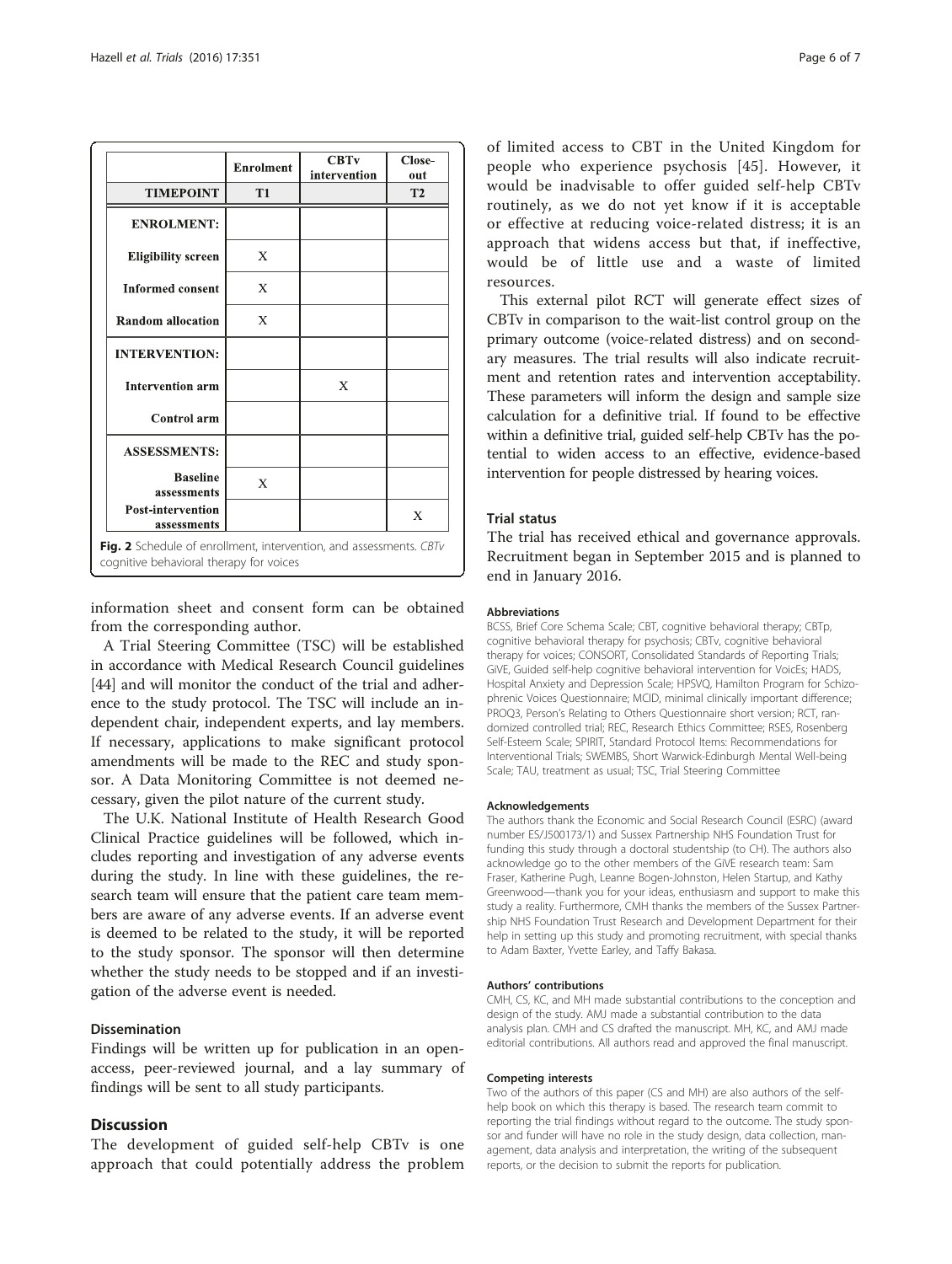|  | Enrolment | CBTv intervention | Close-out |
|---|---|---|---|
| **TIMEPOINT** | **T1** |  | **T2** |
| **ENROLMENT:** |  |  |  |
| **Eligibility screen** | X |  |  |
| **Informed consent** | X |  |  |
| **Random allocation** | X |  |  |
| **INTERVENTION:** |  |  |  |
| **Intervention arm** |  | X |  |
| **Control arm** |  |  |  |
| **ASSESSMENTS:** |  |  |  |
| **Baseline assessments** | X |  |  |
| **Post-intervention assessments** |  |  | X |

**Fig. 2** Schedule of enrollment, intervention, and assessments. *CBTv* cognitive behavioral therapy for voices

information sheet and consent form can be obtained from the corresponding author.

A Trial Steering Committee (TSC) will be established in accordance with Medical Research Council guidelines [44] and will monitor the conduct of the trial and adherence to the study protocol. The TSC will include an independent chair, independent experts, and lay members. If necessary, applications to make significant protocol amendments will be made to the REC and study sponsor. A Data Monitoring Committee is not deemed necessary, given the pilot nature of the current study.

The U.K. National Institute of Health Research Good Clinical Practice guidelines will be followed, which includes reporting and investigation of any adverse events during the study. In line with these guidelines, the research team will ensure that the patient care team members are aware of any adverse events. If an adverse event is deemed to be related to the study, it will be reported to the study sponsor. The sponsor will then determine whether the study needs to be stopped and if an investigation of the adverse event is needed.

### Dissemination

Findings will be written up for publication in an open-access, peer-reviewed journal, and a lay summary of findings will be sent to all study participants.

## Discussion

The development of guided self-help CBTv is one approach that could potentially address the problem of limited access to CBT in the United Kingdom for people who experience psychosis [45]. However, it would be inadvisable to offer guided self-help CBTv routinely, as we do not yet know if it is acceptable or effective at reducing voice-related distress; it is an approach that widens access but that, if ineffective, would be of little use and a waste of limited resources.

This external pilot RCT will generate effect sizes of CBTv in comparison to the wait-list control group on the primary outcome (voice-related distress) and on secondary measures. The trial results will also indicate recruitment and retention rates and intervention acceptability. These parameters will inform the design and sample size calculation for a definitive trial. If found to be effective within a definitive trial, guided self-help CBTv has the potential to widen access to an effective, evidence-based intervention for people distressed by hearing voices.

### Trial status

The trial has received ethical and governance approvals. Recruitment began in September 2015 and is planned to end in January 2016.

#### Abbreviations

BCSS, Brief Core Schema Scale; CBT, cognitive behavioral therapy; CBTp, cognitive behavioral therapy for psychosis; CBTv, cognitive behavioral therapy for voices; CONSORT, Consolidated Standards of Reporting Trials; GiVE, Guided self-help cognitive behavioral intervention for VoicEs; HADS, Hospital Anxiety and Depression Scale; HPSVQ, Hamilton Program for Schizophrenic Voices Questionnaire; MCID, minimal clinically important difference; PROQ3, Person's Relating to Others Questionnaire short version; RCT, randomized controlled trial; REC, Research Ethics Committee; RSES, Rosenberg Self-Esteem Scale; SPIRIT, Standard Protocol Items: Recommendations for Interventional Trials; SWEMBS, Short Warwick-Edinburgh Mental Well-being Scale; TAU, treatment as usual; TSC, Trial Steering Committee

#### Acknowledgements

The authors thank the Economic and Social Research Council (ESRC) (award number ES/J500173/1) and Sussex Partnership NHS Foundation Trust for funding this study through a doctoral studentship (to CH). The authors also acknowledge go to the other members of the GiVE research team: Sam Fraser, Katherine Pugh, Leanne Bogen-Johnston, Helen Startup, and Kathy Greenwood—thank you for your ideas, enthusiasm and support to make this study a reality. Furthermore, CMH thanks the members of the Sussex Partnership NHS Foundation Trust Research and Development Department for their help in setting up this study and promoting recruitment, with special thanks to Adam Baxter, Yvette Earley, and Taffy Bakasa.

#### Authors' contributions

CMH, CS, KC, and MH made substantial contributions to the conception and design of the study. AMJ made a substantial contribution to the data analysis plan. CMH and CS drafted the manuscript. MH, KC, and AMJ made editorial contributions. All authors read and approved the final manuscript.

#### Competing interests

Two of the authors of this paper (CS and MH) are also authors of the self-help book on which this therapy is based. The research team commit to reporting the trial findings without regard to the outcome. The study sponsor and funder will have no role in the study design, data collection, management, data analysis and interpretation, the writing of the subsequent reports, or the decision to submit the reports for publication.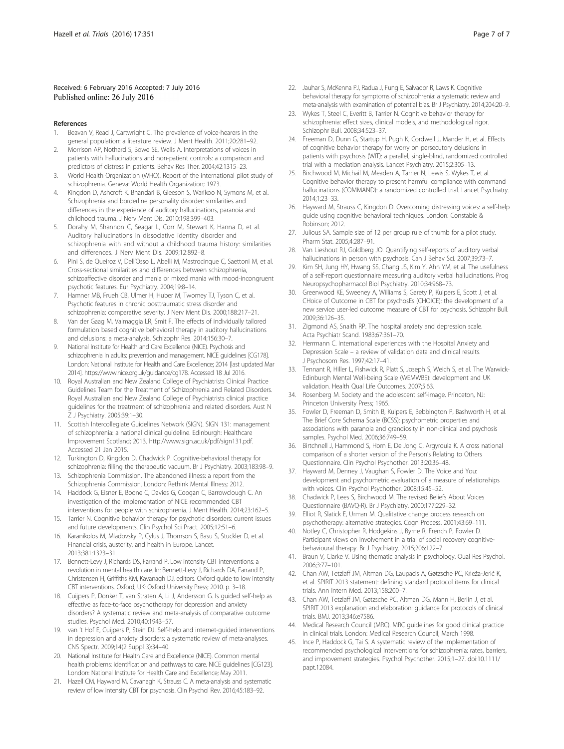Received: 6 February 2016 Accepted: 7 July 2016
Published online: 26 July 2016

## References

1. Beavan V, Read J, Cartwright C. The prevalence of voice-hearers in the general population: a literature review. J Ment Health. 2011;20:281–92.
2. Morrison AP, Nothard S, Bowe SE, Wells A. Interpretations of voices in patients with hallucinations and non-patient controls: a comparison and predictors of distress in patients. Behav Res Ther. 2004;42:1315–23.
3. World Health Organization (WHO). Report of the international pilot study of schizophrenia. Geneva: World Health Organization; 1973.
4. Kingdon D, Ashcroft K, Bhandari B, Gleeson S, Warikoo N, Symons M, et al. Schizophrenia and borderline personality disorder: similarities and differences in the experience of auditory hallucinations, paranoia and childhood trauma. J Nerv Ment Dis. 2010;198:399–403.
5. Dorahy M, Shannon C, Seagar L, Corr M, Stewart K, Hanna D, et al. Auditory hallucinations in dissociative identity disorder and schizophrenia with and without a childhood trauma history: similarities and differences. J Nerv Ment Dis. 2009;12:892–8.
6. Pini S, de Queiroz V, Dell'Osso L, Abelli M, Mastrocinque C, Saettoni M, et al. Cross-sectional similarities and differences between schizophrenia, schizoaffective disorder and mania or mixed mania with mood-incongruent psychotic features. Eur Psychiatry. 2004;19:8–14.
7. Hamner MB, Frueh CB, Ulmer H, Huber M, Twomey TJ, Tyson C, et al. Psychotic features in chronic posttraumatic stress disorder and schizophrenia: comparative severity. J Nerv Ment Dis. 2000;188:217–21.
8. Van der Gaag M, Valmaggia LR, Smit F. The effects of individually tailored formulation based cognitive behavioral therapy in auditory hallucinations and delusions: a meta-analysis. Schizophr Res. 2014;156:30–7.
9. National Institute for Health and Care Excellence (NICE). Psychosis and schizophrenia in adults: prevention and management. NICE guidelines [CG178]. London: National Institute for Health and Care Excellence; 2014 [last updated Mar 2014]. https://www.nice.org.uk/guidance/cg178. Accessed 18 Jul 2016.
10. Royal Australian and New Zealand College of Psychiatrists Clinical Practice Guidelines Team for the Treatment of Schizophrenia and Related Disorders. Royal Australian and New Zealand College of Psychiatrists clinical practice guidelines for the treatment of schizophrenia and related disorders. Aust N Z J Psychiatry. 2005;39:1–30.
11. Scottish Intercollegiate Guidelines Network (SIGN). SIGN 131: management of schizophrenia: a national clinical guideline. Edinburgh: Healthcare Improvement Scotland; 2013. http://www.sign.ac.uk/pdf/sign131.pdf. Accessed 21 Jan 2015.
12. Turkington D, Kingdon D, Chadwick P. Cognitive-behavioral therapy for schizophrenia: filling the therapeutic vacuum. Br J Psychiatry. 2003;183:98–9.
13. Schizophrenia Commission. The abandoned illness: a report from the Schizophrenia Commission. London: Rethink Mental Illness; 2012.
14. Haddock G, Eisner E, Boone C, Davies G, Coogan C, Barrowclough C. An investigation of the implementation of NICE recommended CBT interventions for people with schizophrenia. J Ment Health. 2014;23:162–5.
15. Tarrier N. Cognitive behavior therapy for psychotic disorders: current issues and future developments. Clin Psychol Sci Pract. 2005;12:51–6.
16. Karanikolos M, Mladovsky P, Cylus J, Thomson S, Basu S, Stuckler D, et al. Financial crisis, austerity, and health in Europe. Lancet. 2013;381:1323–31.
17. Bennett-Levy J, Richards DS, Farrand P. Low intensity CBT interventions: a revolution in mental health care. In: Bennett-Levy J, Richards DA, Farrand P, Christensen H, Griffiths KM, Kavanagh DJ, editors. Oxford guide to low intensity CBT interventions. Oxford, UK: Oxford University Press; 2010. p. 3–18.
18. Cuijpers P, Donker T, van Straten A, Li J, Andersson G. Is guided self-help as effective as face-to-face psychotherapy for depression and anxiety disorders? A systematic review and meta-analysis of comparative outcome studies. Psychol Med. 2010;40:1943–57.
19. van 't Hof E, Cuijpers P, Stein DJ. Self-help and internet-guided interventions in depression and anxiety disorders: a systematic review of meta-analyses. CNS Spectr. 2009;14(2 Suppl 3):34–40.
20. National Institute for Health Care and Excellence (NICE). Common mental health problems: identification and pathways to care. NICE guidelines [CG123]. London: National Institute for Health and Care Excellence; May 2011.
21. Hazell CM, Hayward M, Cavanagh K, Strauss C. A meta-analysis and systematic review of low intensity CBT for psychosis. Clin Psychol Rev. 2016;45:183–92.
22. Jauhar S, McKenna PJ, Radua J, Fung E, Salvador R, Laws K. Cognitive behavioral therapy for symptoms of schizophrenia: a systematic review and meta-analysis with examination of potential bias. Br J Psychiatry. 2014;204:20–9.
23. Wykes T, Steel C, Everitt B, Tarrier N. Cognitive behavior therapy for schizophrenia: effect sizes, clinical models, and methodological rigor. Schizophr Bull. 2008;34:523–37.
24. Freeman D, Dunn G, Startup H, Pugh K, Cordwell J, Mander H, et al. Effects of cognitive behavior therapy for worry on persecutory delusions in patients with psychosis (WIT): a parallel, single-blind, randomized controlled trial with a mediation analysis. Lancet Psychiatry. 2015;2:305–13.
25. Birchwood M, Michail M, Meaden A, Tarrier N, Lewis S, Wykes T, et al. Cognitive behavior therapy to present harmful compliance with command hallucinations (COMMAND): a randomized controlled trial. Lancet Psychiatry. 2014;1:23–33.
26. Hayward M, Strauss C, Kingdon D. Overcoming distressing voices: a self-help guide using cognitive behavioral techniques. London: Constable & Robinson; 2012.
27. Julious SA. Sample size of 12 per group rule of thumb for a pilot study. Pharm Stat. 2005;4:287–91.
28. Van Lieshout RJ, Goldberg JO. Quantifying self-reports of auditory verbal hallucinations in person with psychosis. Can J Behav Sci. 2007;39:73–7.
29. Kim SH, Jung HY, Hwang SS, Chang JS, Kim Y, Ahn YM, et al. The usefulness of a self-report questionnaire measuring auditory verbal hallucinations. Prog Neuropsychopharmacol Biol Psychiatry. 2010;34:968–73.
30. Greenwood KE, Sweeney A, Williams S, Garety P, Kuipers E, Scott J, et al. CHoice of Outcome in CBT for psychosEs (CHOICE): the development of a new service user-led outcome measure of CBT for psychosis. Schizophr Bull. 2009;36:126–35.
31. Zigmond AS, Snaith RP. The hospital anxiety and depression scale. Acta Psychiatr Scand. 1983;67:361–70.
32. Herrmann C. International experiences with the Hospital Anxiety and Depression Scale – a review of validation data and clinical results. J Psychosom Res. 1997;42:17–41.
33. Tennant R, Hiller L, Fishwick R, Platt S, Joseph S, Weich S, et al. The Warwick-Edinburgh Mental Well-being Scale (WEMWBS): development and UK validation. Health Qual Life Outcomes. 2007;5:63.
34. Rosenberg M. Society and the adolescent self-image. Princeton, NJ: Princeton University Press; 1965.
35. Fowler D, Freeman D, Smith B, Kuipers E, Bebbington P, Bashworth H, et al. The Brief Core Schema Scale (BCSS): psychometric properties and associations with paranoia and grandiosity in non-clinical and psychosis samples. Psychol Med. 2006;36:749–59.
36. Birtchnell J, Hammond S, Horn E, De Jong C, Argyroula K. A cross national comparison of a shorter version of the Person's Relating to Others Questionnaire. Clin Psychol Psychother. 2013;20:36–48.
37. Hayward M, Denney J, Vaughan S, Fowler D. The Voice and You: development and psychometric evaluation of a measure of relationships with voices. Clin Psychol Psychother. 2008;15:45–52.
38. Chadwick P, Lees S, Birchwood M. The revised Beliefs About Voices Questionnaire (BAVQ-R). Br J Psychiatry. 2000;177:229–32.
39. Elliot R, Slatick E, Urman M. Qualitative change process research on psychotherapy: alternative strategies. Cogn Process. 2001;43:69–111.
40. Notley C, Christopher R, Hodgekins J, Byrne R, French P, Fowler D. Participant views on involvement in a trial of social recovery cognitive-behavioural therapy. Br J Psychiatry. 2015;206:122–7.
41. Braun V, Clarke V. Using thematic analysis in psychology. Qual Res Psychol. 2006;3:77–101.
42. Chan AW, Tetzlaff JM, Altman DG, Laupacis A, Gøtzsche PC, Krleža-Jerić K, et al. SPIRIT 2013 statement: defining standard protocol items for clinical trials. Ann Intern Med. 2013;158:200–7.
43. Chan AW, Tetzlaff JM, Gøtzsche PC, Altman DG, Mann H, Berlin J, et al. SPIRIT 2013 explanation and elaboration: guidance for protocols of clinical trials. BMJ. 2013;346:e7586.
44. Medical Research Council (MRC). MRC guidelines for good clinical practice in clinical trials. London: Medical Research Council; March 1998.
45. Ince P, Haddock G, Tai S. A systematic review of the implementation of recommended psychological interventions for schizophrenia: rates, barriers, and improvement strategies. Psychol Psychother. 2015;1–27. doi:10.1111/papt.12084.